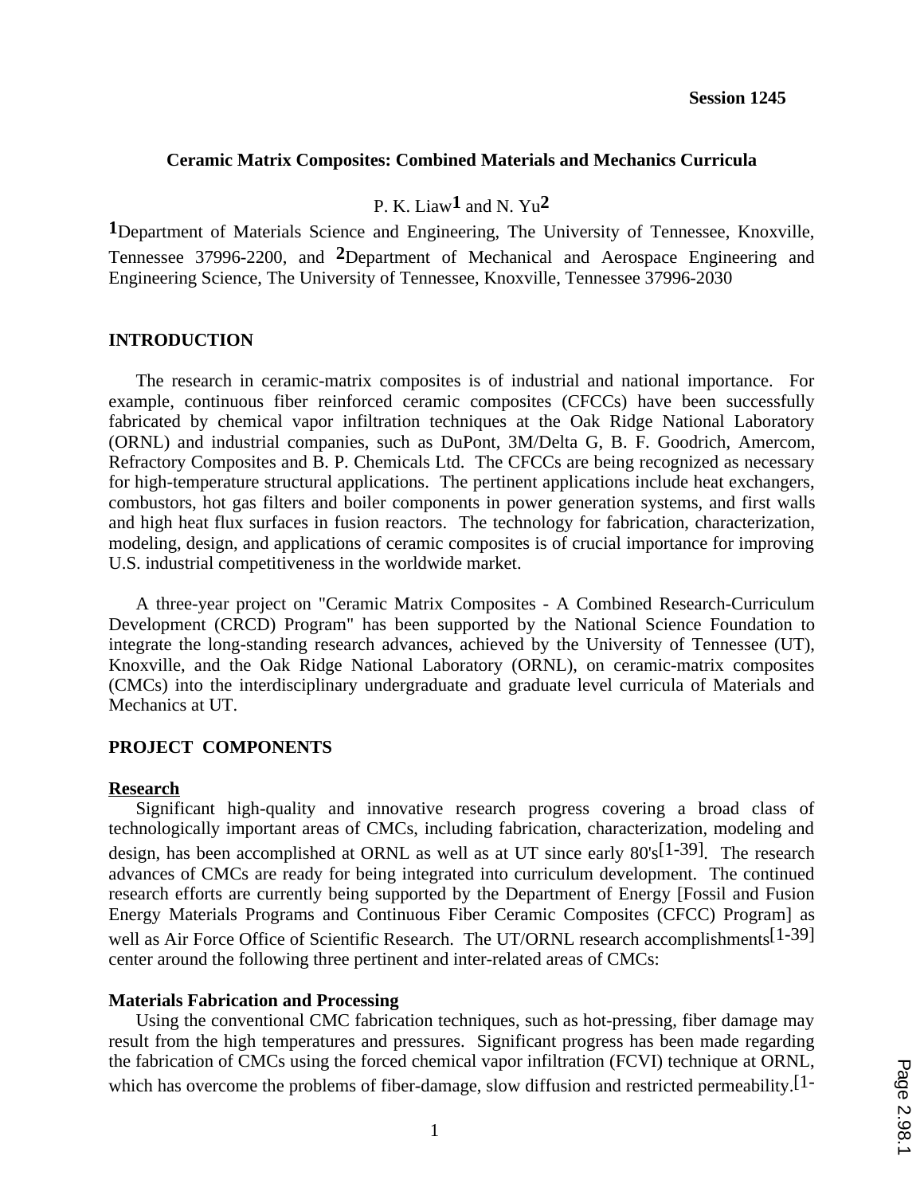Session 1245

# Ceramic Matrix Composites: Combined Materials and Mechanics Curricula

P. K. Liaw[1] and N. Yu[2]

[1]Department of Materials Science and Engineering, The University of Tennessee, Knoxville, Tennessee 37996-2200, and [2]Department of Mechanical and Aerospace Engineering and Engineering Science, The University of Tennessee, Knoxville, Tennessee 37996-2030

## INTRODUCTION

The research in ceramic-matrix composites is of industrial and national importance. For example, continuous fiber reinforced ceramic composites (CFCCs) have been successfully fabricated by chemical vapor infiltration techniques at the Oak Ridge National Laboratory (ORNL) and industrial companies, such as DuPont, 3M/Delta G, B. F. Goodrich, Amercom, Refractory Composites and B. P. Chemicals Ltd. The CFCCs are being recognized as necessary for high-temperature structural applications. The pertinent applications include heat exchangers, combustors, hot gas filters and boiler components in power generation systems, and first walls and high heat flux surfaces in fusion reactors. The technology for fabrication, characterization, modeling, design, and applications of ceramic composites is of crucial importance for improving U.S. industrial competitiveness in the worldwide market.

A three-year project on "Ceramic Matrix Composites - A Combined Research-Curriculum Development (CRCD) Program" has been supported by the National Science Foundation to integrate the long-standing research advances, achieved by the University of Tennessee (UT), Knoxville, and the Oak Ridge National Laboratory (ORNL), on ceramic-matrix composites (CMCs) into the interdisciplinary undergraduate and graduate level curricula of Materials and Mechanics at UT.

## PROJECT COMPONENTS

### Research

Significant high-quality and innovative research progress covering a broad class of technologically important areas of CMCs, including fabrication, characterization, modeling and design, has been accomplished at ORNL as well as at UT since early 80's[1-39]. The research advances of CMCs are ready for being integrated into curriculum development. The continued research efforts are currently being supported by the Department of Energy [Fossil and Fusion Energy Materials Programs and Continuous Fiber Ceramic Composites (CFCC) Program] as well as Air Force Office of Scientific Research. The UT/ORNL research accomplishments[1-39] center around the following three pertinent and inter-related areas of CMCs:

### Materials Fabrication and Processing

Using the conventional CMC fabrication techniques, such as hot-pressing, fiber damage may result from the high temperatures and pressures. Significant progress has been made regarding the fabrication of CMCs using the forced chemical vapor infiltration (FCVI) technique at ORNL, which has overcome the problems of fiber-damage, slow diffusion and restricted permeability.[1-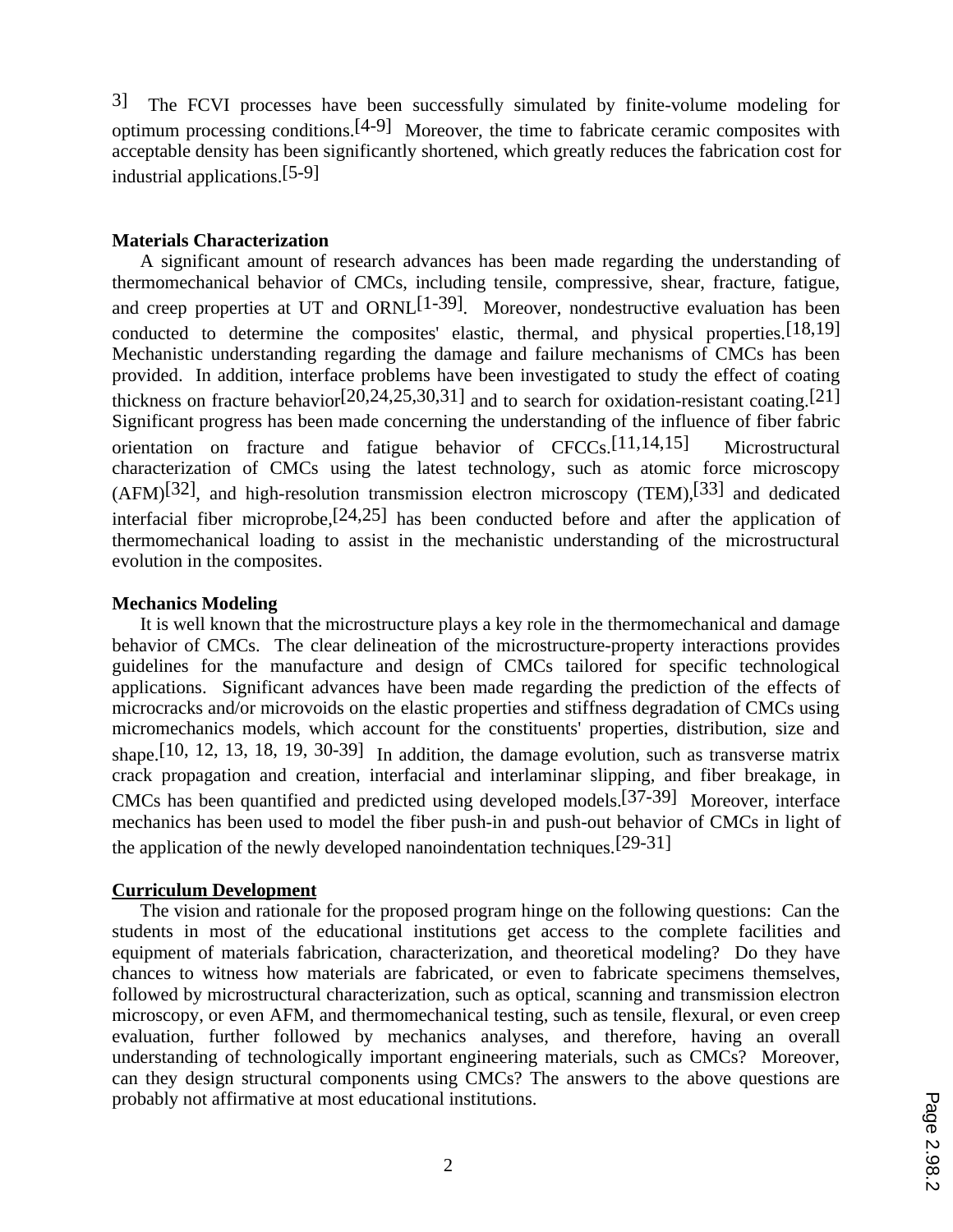3] The FCVI processes have been successfully simulated by finite-volume modeling for optimum processing conditions.[4-9] Moreover, the time to fabricate ceramic composites with acceptable density has been significantly shortened, which greatly reduces the fabrication cost for industrial applications.[5-9]

**Materials Characterization**

A significant amount of research advances has been made regarding the understanding of thermomechanical behavior of CMCs, including tensile, compressive, shear, fracture, fatigue, and creep properties at UT and ORNL[1-39]. Moreover, nondestructive evaluation has been conducted to determine the composites' elastic, thermal, and physical properties.[18,19] Mechanistic understanding regarding the damage and failure mechanisms of CMCs has been provided. In addition, interface problems have been investigated to study the effect of coating thickness on fracture behavior[20,24,25,30,31] and to search for oxidation-resistant coating.[21] Significant progress has been made concerning the understanding of the influence of fiber fabric orientation on fracture and fatigue behavior of CFCCs.[11,14,15] Microstructural characterization of CMCs using the latest technology, such as atomic force microscopy (AFM)[32], and high-resolution transmission electron microscopy (TEM),[33] and dedicated interfacial fiber microprobe,[24,25] has been conducted before and after the application of thermomechanical loading to assist in the mechanistic understanding of the microstructural evolution in the composites.

**Mechanics Modeling**

It is well known that the microstructure plays a key role in the thermomechanical and damage behavior of CMCs. The clear delineation of the microstructure-property interactions provides guidelines for the manufacture and design of CMCs tailored for specific technological applications. Significant advances have been made regarding the prediction of the effects of microcracks and/or microvoids on the elastic properties and stiffness degradation of CMCs using micromechanics models, which account for the constituents' properties, distribution, size and shape.[10, 12, 13, 18, 19, 30-39] In addition, the damage evolution, such as transverse matrix crack propagation and creation, interfacial and interlaminar slipping, and fiber breakage, in CMCs has been quantified and predicted using developed models.[37-39] Moreover, interface mechanics has been used to model the fiber push-in and push-out behavior of CMCs in light of the application of the newly developed nanoindentation techniques.[29-31]

**Curriculum Development**

The vision and rationale for the proposed program hinge on the following questions: Can the students in most of the educational institutions get access to the complete facilities and equipment of materials fabrication, characterization, and theoretical modeling? Do they have chances to witness how materials are fabricated, or even to fabricate specimens themselves, followed by microstructural characterization, such as optical, scanning and transmission electron microscopy, or even AFM, and thermomechanical testing, such as tensile, flexural, or even creep evaluation, further followed by mechanics analyses, and therefore, having an overall understanding of technologically important engineering materials, such as CMCs? Moreover, can they design structural components using CMCs? The answers to the above questions are probably not affirmative at most educational institutions.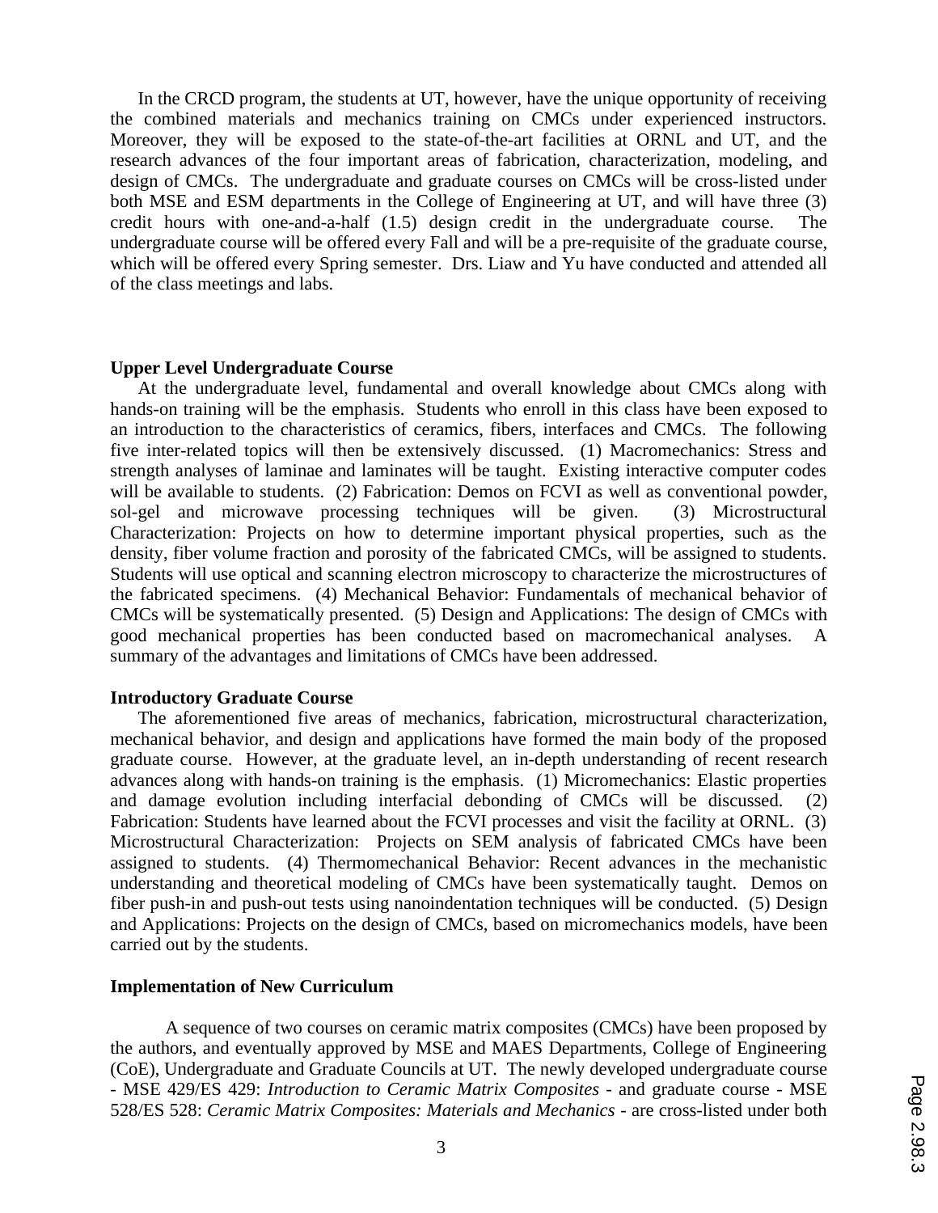In the CRCD program, the students at UT, however, have the unique opportunity of receiving the combined materials and mechanics training on CMCs under experienced instructors. Moreover, they will be exposed to the state-of-the-art facilities at ORNL and UT, and the research advances of the four important areas of fabrication, characterization, modeling, and design of CMCs. The undergraduate and graduate courses on CMCs will be cross-listed under both MSE and ESM departments in the College of Engineering at UT, and will have three (3) credit hours with one-and-a-half (1.5) design credit in the undergraduate course. The undergraduate course will be offered every Fall and will be a pre-requisite of the graduate course, which will be offered every Spring semester. Drs. Liaw and Yu have conducted and attended all of the class meetings and labs.

**Upper Level Undergraduate Course**

At the undergraduate level, fundamental and overall knowledge about CMCs along with hands-on training will be the emphasis. Students who enroll in this class have been exposed to an introduction to the characteristics of ceramics, fibers, interfaces and CMCs. The following five inter-related topics will then be extensively discussed. (1) Macromechanics: Stress and strength analyses of laminae and laminates will be taught. Existing interactive computer codes will be available to students. (2) Fabrication: Demos on FCVI as well as conventional powder, sol-gel and microwave processing techniques will be given. (3) Microstructural Characterization: Projects on how to determine important physical properties, such as the density, fiber volume fraction and porosity of the fabricated CMCs, will be assigned to students. Students will use optical and scanning electron microscopy to characterize the microstructures of the fabricated specimens. (4) Mechanical Behavior: Fundamentals of mechanical behavior of CMCs will be systematically presented. (5) Design and Applications: The design of CMCs with good mechanical properties has been conducted based on macromechanical analyses. A summary of the advantages and limitations of CMCs have been addressed.

**Introductory Graduate Course**

The aforementioned five areas of mechanics, fabrication, microstructural characterization, mechanical behavior, and design and applications have formed the main body of the proposed graduate course. However, at the graduate level, an in-depth understanding of recent research advances along with hands-on training is the emphasis. (1) Micromechanics: Elastic properties and damage evolution including interfacial debonding of CMCs will be discussed. (2) Fabrication: Students have learned about the FCVI processes and visit the facility at ORNL. (3) Microstructural Characterization: Projects on SEM analysis of fabricated CMCs have been assigned to students. (4) Thermomechanical Behavior: Recent advances in the mechanistic understanding and theoretical modeling of CMCs have been systematically taught. Demos on fiber push-in and push-out tests using nanoindentation techniques will be conducted. (5) Design and Applications: Projects on the design of CMCs, based on micromechanics models, have been carried out by the students.

**Implementation of New Curriculum**

A sequence of two courses on ceramic matrix composites (CMCs) have been proposed by the authors, and eventually approved by MSE and MAES Departments, College of Engineering (CoE), Undergraduate and Graduate Councils at UT. The newly developed undergraduate course - MSE 429/ES 429: *Introduction to Ceramic Matrix Composites* - and graduate course - MSE 528/ES 528: *Ceramic Matrix Composites: Materials and Mechanics* - are cross-listed under both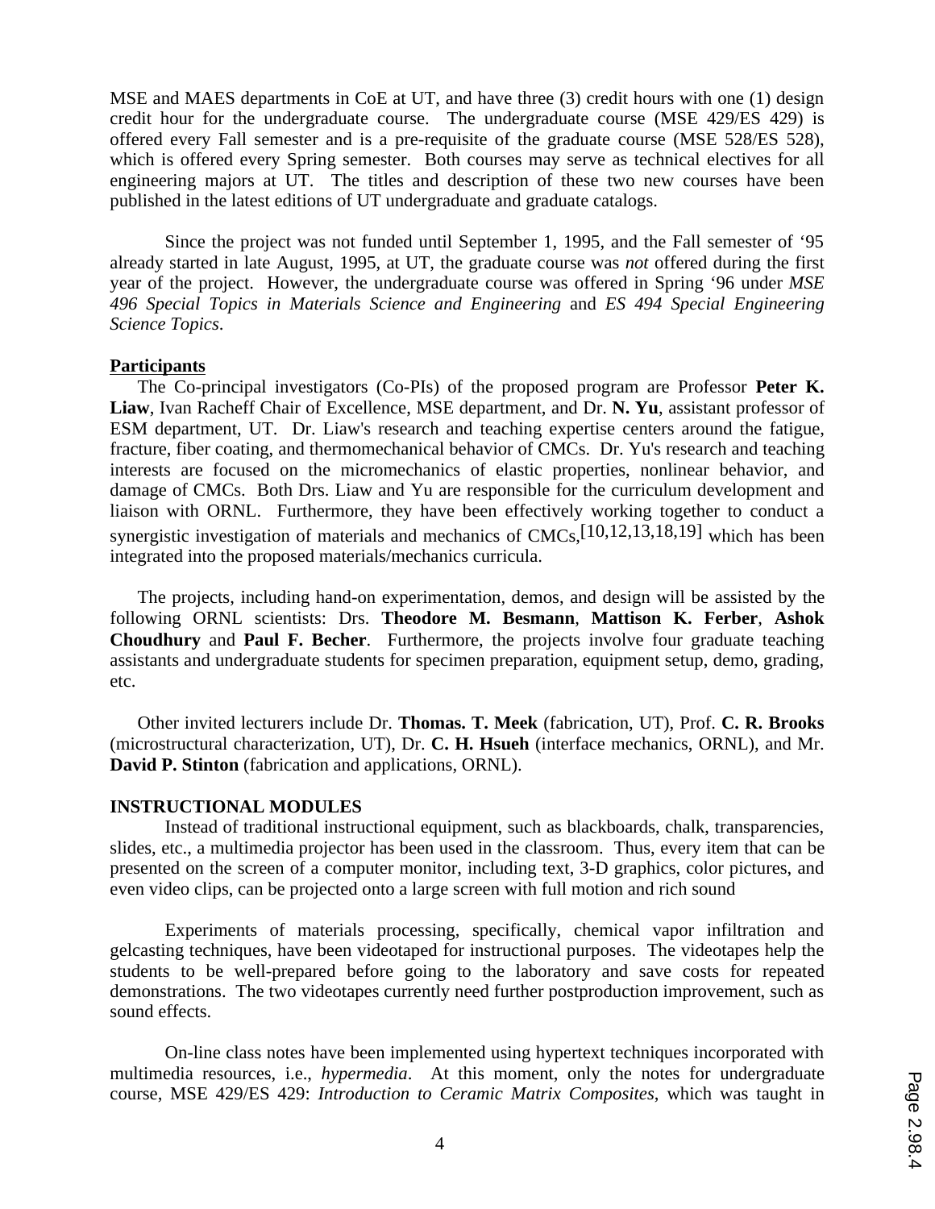MSE and MAES departments in CoE at UT, and have three (3) credit hours with one (1) design credit hour for the undergraduate course. The undergraduate course (MSE 429/ES 429) is offered every Fall semester and is a pre-requisite of the graduate course (MSE 528/ES 528), which is offered every Spring semester. Both courses may serve as technical electives for all engineering majors at UT. The titles and description of these two new courses have been published in the latest editions of UT undergraduate and graduate catalogs.

Since the project was not funded until September 1, 1995, and the Fall semester of '95 already started in late August, 1995, at UT, the graduate course was *not* offered during the first year of the project. However, the undergraduate course was offered in Spring '96 under *MSE 496 Special Topics in Materials Science and Engineering* and *ES 494 Special Engineering Science Topics*.

**Participants**

The Co-principal investigators (Co-PIs) of the proposed program are Professor **Peter K. Liaw**, Ivan Racheff Chair of Excellence, MSE department, and Dr. **N. Yu**, assistant professor of ESM department, UT. Dr. Liaw's research and teaching expertise centers around the fatigue, fracture, fiber coating, and thermomechanical behavior of CMCs. Dr. Yu's research and teaching interests are focused on the micromechanics of elastic properties, nonlinear behavior, and damage of CMCs. Both Drs. Liaw and Yu are responsible for the curriculum development and liaison with ORNL. Furthermore, they have been effectively working together to conduct a synergistic investigation of materials and mechanics of CMCs,[10,12,13,18,19] which has been integrated into the proposed materials/mechanics curricula.

The projects, including hand-on experimentation, demos, and design will be assisted by the following ORNL scientists: Drs. **Theodore M. Besmann**, **Mattison K. Ferber**, **Ashok Choudhury** and **Paul F. Becher**. Furthermore, the projects involve four graduate teaching assistants and undergraduate students for specimen preparation, equipment setup, demo, grading, etc.

Other invited lecturers include Dr. **Thomas. T. Meek** (fabrication, UT), Prof. **C. R. Brooks** (microstructural characterization, UT), Dr. **C. H. Hsueh** (interface mechanics, ORNL), and Mr. **David P. Stinton** (fabrication and applications, ORNL).

**INSTRUCTIONAL MODULES**

Instead of traditional instructional equipment, such as blackboards, chalk, transparencies, slides, etc., a multimedia projector has been used in the classroom. Thus, every item that can be presented on the screen of a computer monitor, including text, 3-D graphics, color pictures, and even video clips, can be projected onto a large screen with full motion and rich sound

Experiments of materials processing, specifically, chemical vapor infiltration and gelcasting techniques, have been videotaped for instructional purposes. The videotapes help the students to be well-prepared before going to the laboratory and save costs for repeated demonstrations. The two videotapes currently need further postproduction improvement, such as sound effects.

On-line class notes have been implemented using hypertext techniques incorporated with multimedia resources, i.e., *hypermedia*. At this moment, only the notes for undergraduate course, MSE 429/ES 429: *Introduction to Ceramic Matrix Composites*, which was taught in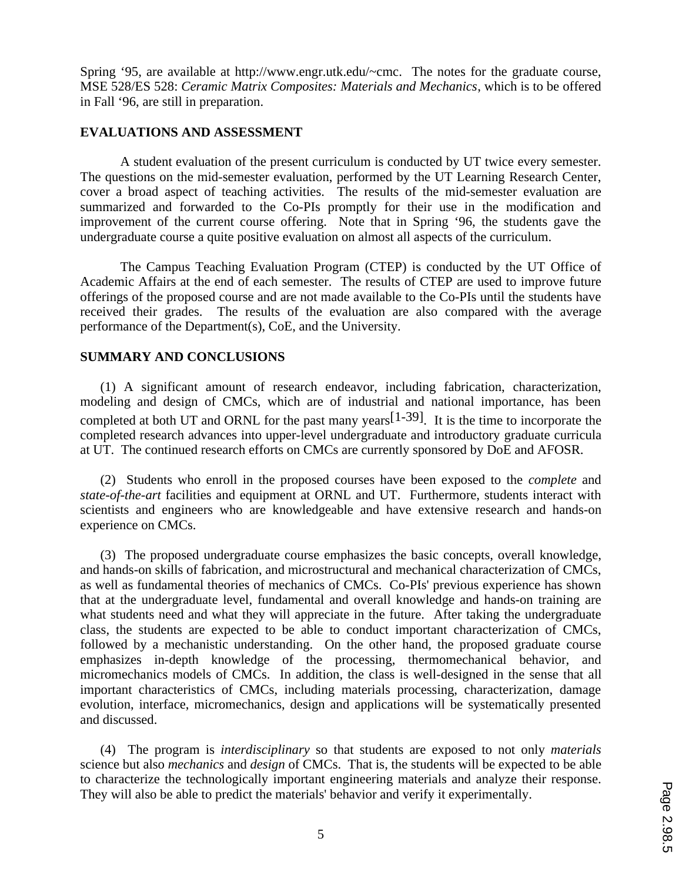Spring '95, are available at http://www.engr.utk.edu/~cmc. The notes for the graduate course, MSE 528/ES 528: *Ceramic Matrix Composites: Materials and Mechanics*, which is to be offered in Fall '96, are still in preparation.

## EVALUATIONS AND ASSESSMENT

A student evaluation of the present curriculum is conducted by UT twice every semester. The questions on the mid-semester evaluation, performed by the UT Learning Research Center, cover a broad aspect of teaching activities. The results of the mid-semester evaluation are summarized and forwarded to the Co-PIs promptly for their use in the modification and improvement of the current course offering. Note that in Spring '96, the students gave the undergraduate course a quite positive evaluation on almost all aspects of the curriculum.

The Campus Teaching Evaluation Program (CTEP) is conducted by the UT Office of Academic Affairs at the end of each semester. The results of CTEP are used to improve future offerings of the proposed course and are not made available to the Co-PIs until the students have received their grades. The results of the evaluation are also compared with the average performance of the Department(s), CoE, and the University.

## SUMMARY AND CONCLUSIONS

(1) A significant amount of research endeavor, including fabrication, characterization, modeling and design of CMCs, which are of industrial and national importance, has been completed at both UT and ORNL for the past many years[1-39]. It is the time to incorporate the completed research advances into upper-level undergraduate and introductory graduate curricula at UT. The continued research efforts on CMCs are currently sponsored by DoE and AFOSR.

(2) Students who enroll in the proposed courses have been exposed to the *complete* and *state-of-the-art* facilities and equipment at ORNL and UT. Furthermore, students interact with scientists and engineers who are knowledgeable and have extensive research and hands-on experience on CMCs.

(3) The proposed undergraduate course emphasizes the basic concepts, overall knowledge, and hands-on skills of fabrication, and microstructural and mechanical characterization of CMCs, as well as fundamental theories of mechanics of CMCs. Co-PIs' previous experience has shown that at the undergraduate level, fundamental and overall knowledge and hands-on training are what students need and what they will appreciate in the future. After taking the undergraduate class, the students are expected to be able to conduct important characterization of CMCs, followed by a mechanistic understanding. On the other hand, the proposed graduate course emphasizes in-depth knowledge of the processing, thermomechanical behavior, and micromechanics models of CMCs. In addition, the class is well-designed in the sense that all important characteristics of CMCs, including materials processing, characterization, damage evolution, interface, micromechanics, design and applications will be systematically presented and discussed.

(4) The program is *interdisciplinary* so that students are exposed to not only *materials* science but also *mechanics* and *design* of CMCs. That is, the students will be expected to be able to characterize the technologically important engineering materials and analyze their response. They will also be able to predict the materials' behavior and verify it experimentally.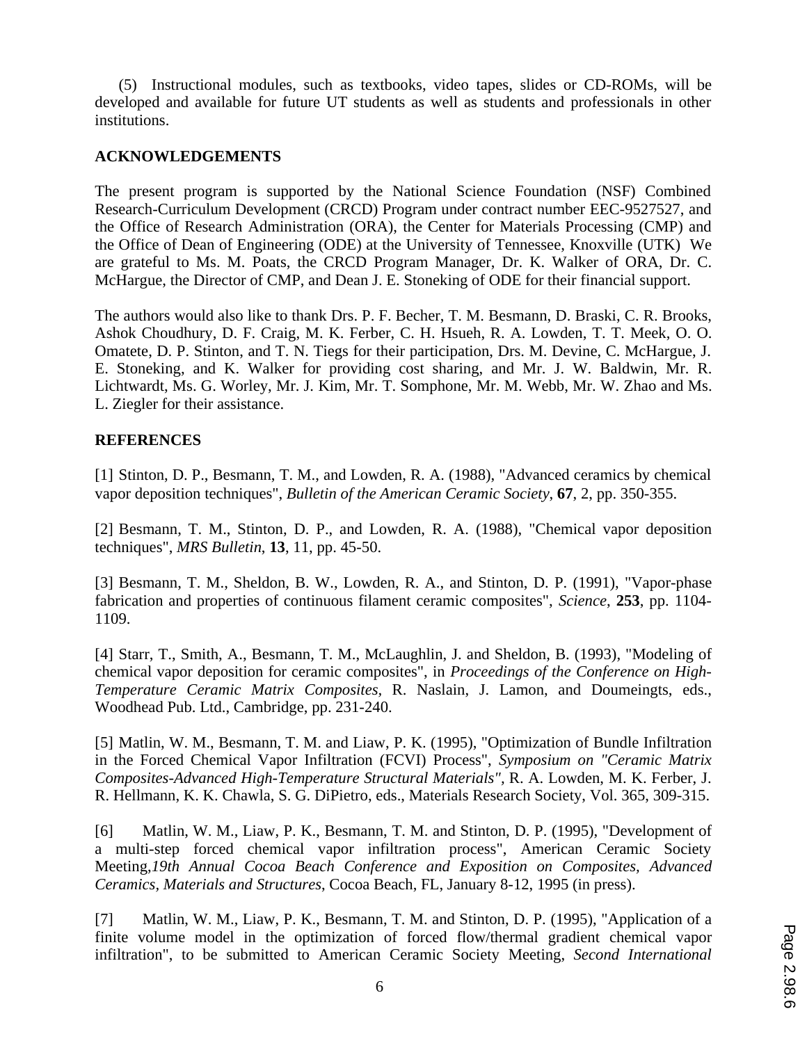(5) Instructional modules, such as textbooks, video tapes, slides or CD-ROMs, will be developed and available for future UT students as well as students and professionals in other institutions.

## ACKNOWLEDGEMENTS

The present program is supported by the National Science Foundation (NSF) Combined Research-Curriculum Development (CRCD) Program under contract number EEC-9527527, and the Office of Research Administration (ORA), the Center for Materials Processing (CMP) and the Office of Dean of Engineering (ODE) at the University of Tennessee, Knoxville (UTK) We are grateful to Ms. M. Poats, the CRCD Program Manager, Dr. K. Walker of ORA, Dr. C. McHargue, the Director of CMP, and Dean J. E. Stoneking of ODE for their financial support.

The authors would also like to thank Drs. P. F. Becher, T. M. Besmann, D. Braski, C. R. Brooks, Ashok Choudhury, D. F. Craig, M. K. Ferber, C. H. Hsueh, R. A. Lowden, T. T. Meek, O. O. Omatete, D. P. Stinton, and T. N. Tiegs for their participation, Drs. M. Devine, C. McHargue, J. E. Stoneking, and K. Walker for providing cost sharing, and Mr. J. W. Baldwin, Mr. R. Lichtwardt, Ms. G. Worley, Mr. J. Kim, Mr. T. Somphone, Mr. M. Webb, Mr. W. Zhao and Ms. L. Ziegler for their assistance.

## REFERENCES

[1] Stinton, D. P., Besmann, T. M., and Lowden, R. A. (1988), "Advanced ceramics by chemical vapor deposition techniques", *Bulletin of the American Ceramic Society*, **67**, 2, pp. 350-355.

[2] Besmann, T. M., Stinton, D. P., and Lowden, R. A. (1988), "Chemical vapor deposition techniques", *MRS Bulletin*, **13**, 11, pp. 45-50.

[3] Besmann, T. M., Sheldon, B. W., Lowden, R. A., and Stinton, D. P. (1991), "Vapor-phase fabrication and properties of continuous filament ceramic composites", *Science*, **253**, pp. 1104-1109.

[4] Starr, T., Smith, A., Besmann, T. M., McLaughlin, J. and Sheldon, B. (1993), "Modeling of chemical vapor deposition for ceramic composites", in *Proceedings of the Conference on High-Temperature Ceramic Matrix Composites*, R. Naslain, J. Lamon, and Doumeingts, eds., Woodhead Pub. Ltd., Cambridge, pp. 231-240.

[5] Matlin, W. M., Besmann, T. M. and Liaw, P. K. (1995), "Optimization of Bundle Infiltration in the Forced Chemical Vapor Infiltration (FCVI) Process", *Symposium on "Ceramic Matrix Composites-Advanced High-Temperature Structural Materials"*, R. A. Lowden, M. K. Ferber, J. R. Hellmann, K. K. Chawla, S. G. DiPietro, eds., Materials Research Society, Vol. 365, 309-315.

[6] Matlin, W. M., Liaw, P. K., Besmann, T. M. and Stinton, D. P. (1995), "Development of a multi-step forced chemical vapor infiltration process", American Ceramic Society Meeting,*19th Annual Cocoa Beach Conference and Exposition on Composites, Advanced Ceramics, Materials and Structures*, Cocoa Beach, FL, January 8-12, 1995 (in press).

[7] Matlin, W. M., Liaw, P. K., Besmann, T. M. and Stinton, D. P. (1995), "Application of a finite volume model in the optimization of forced flow/thermal gradient chemical vapor infiltration", to be submitted to American Ceramic Society Meeting, *Second International*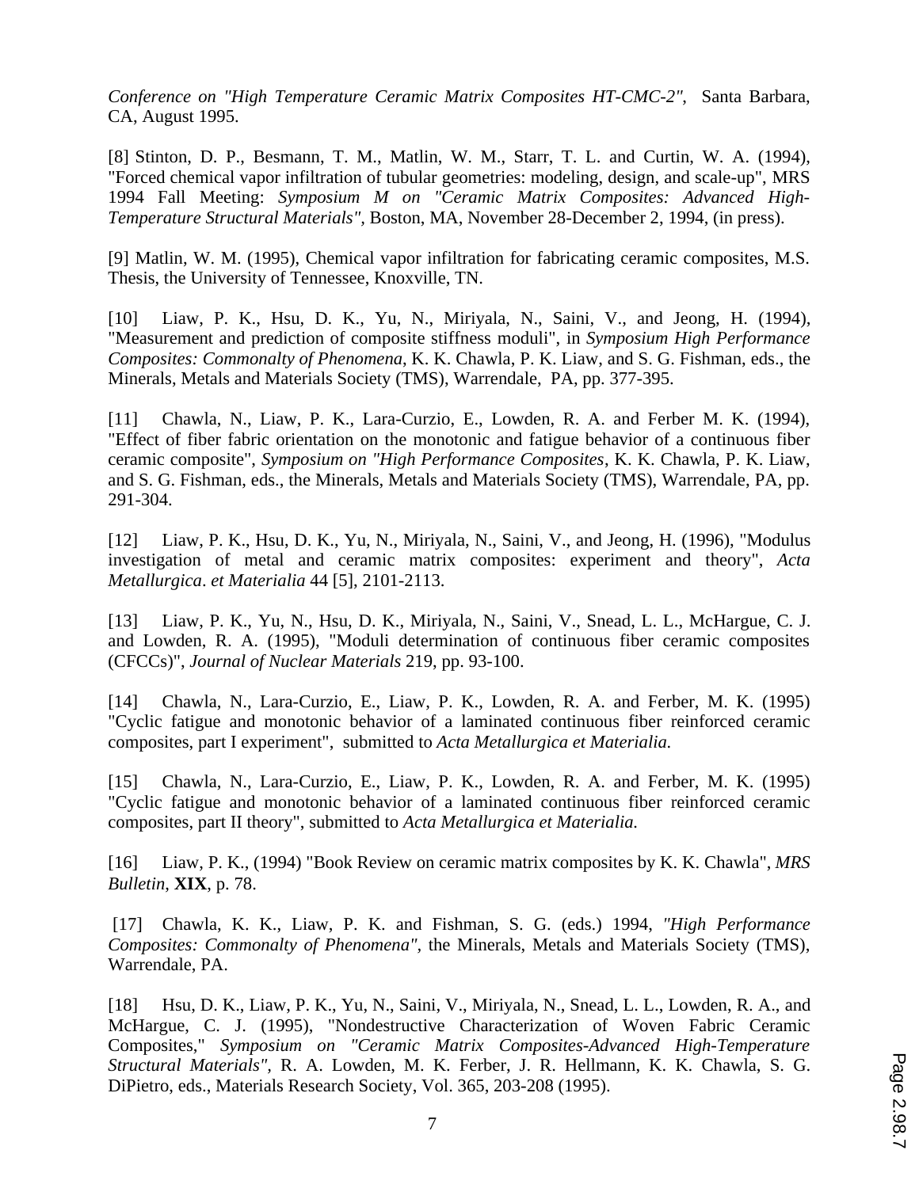*Conference on "High Temperature Ceramic Matrix Composites HT-CMC-2"*, Santa Barbara, CA, August 1995.

[8] Stinton, D. P., Besmann, T. M., Matlin, W. M., Starr, T. L. and Curtin, W. A. (1994), "Forced chemical vapor infiltration of tubular geometries: modeling, design, and scale-up", MRS 1994 Fall Meeting: *Symposium M on "Ceramic Matrix Composites: Advanced High-Temperature Structural Materials"*, Boston, MA, November 28-December 2, 1994, (in press).

[9] Matlin, W. M. (1995), Chemical vapor infiltration for fabricating ceramic composites, M.S. Thesis, the University of Tennessee, Knoxville, TN.

[10] Liaw, P. K., Hsu, D. K., Yu, N., Miriyala, N., Saini, V., and Jeong, H. (1994), "Measurement and prediction of composite stiffness moduli", in *Symposium High Performance Composites: Commonalty of Phenomena*, K. K. Chawla, P. K. Liaw, and S. G. Fishman, eds., the Minerals, Metals and Materials Society (TMS), Warrendale, PA, pp. 377-395.

[11] Chawla, N., Liaw, P. K., Lara-Curzio, E., Lowden, R. A. and Ferber M. K. (1994), "Effect of fiber fabric orientation on the monotonic and fatigue behavior of a continuous fiber ceramic composite", *Symposium on "High Performance Composites*, K. K. Chawla, P. K. Liaw, and S. G. Fishman, eds., the Minerals, Metals and Materials Society (TMS), Warrendale, PA, pp. 291-304.

[12] Liaw, P. K., Hsu, D. K., Yu, N., Miriyala, N., Saini, V., and Jeong, H. (1996), "Modulus investigation of metal and ceramic matrix composites: experiment and theory", *Acta Metallurgica*. *et Materialia* 44 [5], 2101-2113.

[13] Liaw, P. K., Yu, N., Hsu, D. K., Miriyala, N., Saini, V., Snead, L. L., McHargue, C. J. and Lowden, R. A. (1995), "Moduli determination of continuous fiber ceramic composites (CFCCs)", *Journal of Nuclear Materials* 219, pp. 93-100.

[14] Chawla, N., Lara-Curzio, E., Liaw, P. K., Lowden, R. A. and Ferber, M. K. (1995) "Cyclic fatigue and monotonic behavior of a laminated continuous fiber reinforced ceramic composites, part I experiment", submitted to *Acta Metallurgica et Materialia.*

[15] Chawla, N., Lara-Curzio, E., Liaw, P. K., Lowden, R. A. and Ferber, M. K. (1995) "Cyclic fatigue and monotonic behavior of a laminated continuous fiber reinforced ceramic composites, part II theory", submitted to *Acta Metallurgica et Materialia.*

[16] Liaw, P. K., (1994) "Book Review on ceramic matrix composites by K. K. Chawla", *MRS Bulletin*, **XIX**, p. 78.

[17] Chawla, K. K., Liaw, P. K. and Fishman, S. G. (eds.) 1994, *"High Performance Composites: Commonalty of Phenomena"*, the Minerals, Metals and Materials Society (TMS), Warrendale, PA.

[18] Hsu, D. K., Liaw, P. K., Yu, N., Saini, V., Miriyala, N., Snead, L. L., Lowden, R. A., and McHargue, C. J. (1995), "Nondestructive Characterization of Woven Fabric Ceramic Composites," *Symposium on "Ceramic Matrix Composites-Advanced High-Temperature Structural Materials"*, R. A. Lowden, M. K. Ferber, J. R. Hellmann, K. K. Chawla, S. G. DiPietro, eds., Materials Research Society, Vol. 365, 203-208 (1995).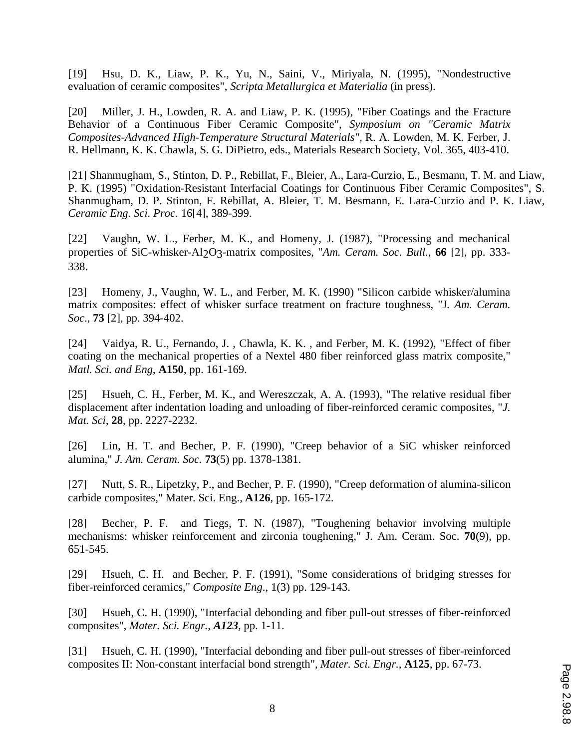[19] Hsu, D. K., Liaw, P. K., Yu, N., Saini, V., Miriyala, N. (1995), "Nondestructive evaluation of ceramic composites", *Scripta Metallurgica et Materialia* (in press).

[20] Miller, J. H., Lowden, R. A. and Liaw, P. K. (1995), "Fiber Coatings and the Fracture Behavior of a Continuous Fiber Ceramic Composite", *Symposium on "Ceramic Matrix Composites-Advanced High-Temperature Structural Materials"*, R. A. Lowden, M. K. Ferber, J. R. Hellmann, K. K. Chawla, S. G. DiPietro, eds., Materials Research Society, Vol. 365, 403-410.

[21] Shanmugham, S., Stinton, D. P., Rebillat, F., Bleier, A., Lara-Curzio, E., Besmann, T. M. and Liaw, P. K. (1995) "Oxidation-Resistant Interfacial Coatings for Continuous Fiber Ceramic Composites", S. Shanmugham, D. P. Stinton, F. Rebillat, A. Bleier, T. M. Besmann, E. Lara-Curzio and P. K. Liaw, *Ceramic Eng. Sci. Proc.* 16[4], 389-399.

[22] Vaughn, W. L., Ferber, M. K., and Homeny, J. (1987), "Processing and mechanical properties of SiC-whisker-$Al_2O_3$-matrix composites, "*Am. Ceram. Soc. Bull.*, **66** [2], pp. 333-338.

[23] Homeny, J., Vaughn, W. L., and Ferber, M. K. (1990) "Silicon carbide whisker/alumina matrix composites: effect of whisker surface treatment on fracture toughness, "J. *Am. Ceram. Soc.*, **73** [2], pp. 394-402.

[24] Vaidya, R. U., Fernando, J. , Chawla, K. K. , and Ferber, M. K. (1992), "Effect of fiber coating on the mechanical properties of a Nextel 480 fiber reinforced glass matrix composite," *Matl. Sci. and Eng*, **A150**, pp. 161-169.

[25] Hsueh, C. H., Ferber, M. K., and Wereszczak, A. A. (1993), "The relative residual fiber displacement after indentation loading and unloading of fiber-reinforced ceramic composites, "*J. Mat. Sci*, **28**, pp. 2227-2232.

[26] Lin, H. T. and Becher, P. F. (1990), "Creep behavior of a SiC whisker reinforced alumina," *J. Am. Ceram. Soc.* **73**(5) pp. 1378-1381.

[27] Nutt, S. R., Lipetzky, P., and Becher, P. F. (1990), "Creep deformation of alumina-silicon carbide composites," Mater. Sci. Eng., **A126**, pp. 165-172.

[28] Becher, P. F. and Tiegs, T. N. (1987), "Toughening behavior involving multiple mechanisms: whisker reinforcement and zirconia toughening," J. Am. Ceram. Soc. **70**(9), pp. 651-545.

[29] Hsueh, C. H. and Becher, P. F. (1991), "Some considerations of bridging stresses for fiber-reinforced ceramics," *Composite Eng*., 1(3) pp. 129-143.

[30] Hsueh, C. H. (1990), "Interfacial debonding and fiber pull-out stresses of fiber-reinforced composites", *Mater. Sci. Engr.*, ***A123***, pp. 1-11.

[31] Hsueh, C. H. (1990), "Interfacial debonding and fiber pull-out stresses of fiber-reinforced composites II: Non-constant interfacial bond strength", *Mater. Sci. Engr.*, **A125**, pp. 67-73.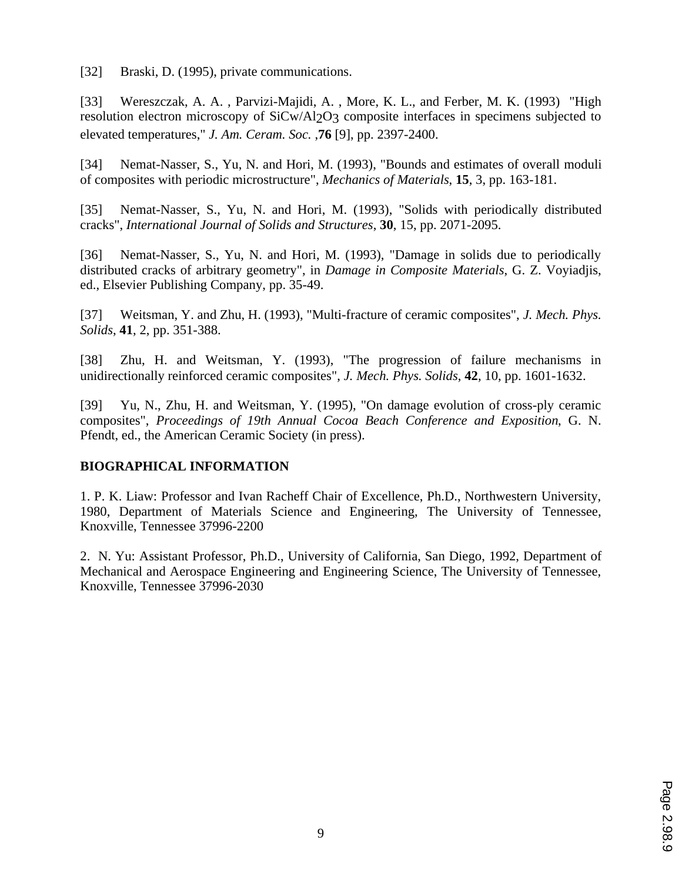[32] Braski, D. (1995), private communications.

[33] Wereszczak, A. A. , Parvizi-Majidi, A. , More, K. L., and Ferber, M. K. (1993) "High resolution electron microscopy of SiCw/$Al_2O_3$ composite interfaces in specimens subjected to elevated temperatures," *J. Am. Ceram. Soc.* ,**76** [9], pp. 2397-2400.

[34] Nemat-Nasser, S., Yu, N. and Hori, M. (1993), "Bounds and estimates of overall moduli of composites with periodic microstructure", *Mechanics of Materials*, **15**, 3, pp. 163-181.

[35] Nemat-Nasser, S., Yu, N. and Hori, M. (1993), "Solids with periodically distributed cracks", *International Journal of Solids and Structures*, **30**, 15, pp. 2071-2095.

[36] Nemat-Nasser, S., Yu, N. and Hori, M. (1993), "Damage in solids due to periodically distributed cracks of arbitrary geometry", in *Damage in Composite Materials*, G. Z. Voyiadjis, ed., Elsevier Publishing Company, pp. 35-49.

[37] Weitsman, Y. and Zhu, H. (1993), "Multi-fracture of ceramic composites", *J. Mech. Phys. Solids*, **41**, 2, pp. 351-388.

[38] Zhu, H. and Weitsman, Y. (1993), "The progression of failure mechanisms in unidirectionally reinforced ceramic composites", *J. Mech. Phys. Solids*, **42**, 10, pp. 1601-1632.

[39] Yu, N., Zhu, H. and Weitsman, Y. (1995), "On damage evolution of cross-ply ceramic composites", *Proceedings of 19th Annual Cocoa Beach Conference and Exposition*, G. N. Pfendt, ed., the American Ceramic Society (in press).

## BIOGRAPHICAL INFORMATION

1. P. K. Liaw: Professor and Ivan Racheff Chair of Excellence, Ph.D., Northwestern University, 1980, Department of Materials Science and Engineering, The University of Tennessee, Knoxville, Tennessee 37996-2200

2. N. Yu: Assistant Professor, Ph.D., University of California, San Diego, 1992, Department of Mechanical and Aerospace Engineering and Engineering Science, The University of Tennessee, Knoxville, Tennessee 37996-2030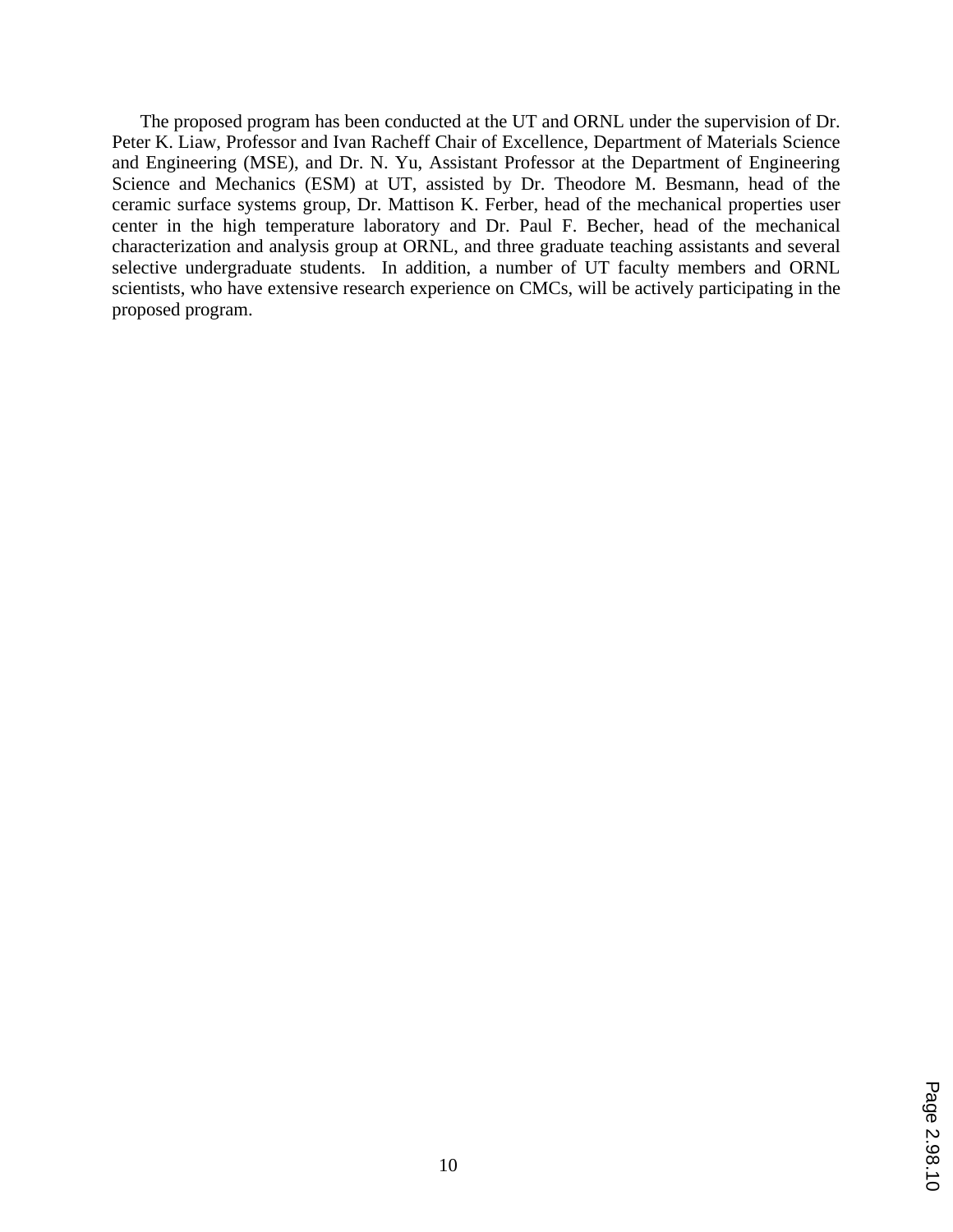The proposed program has been conducted at the UT and ORNL under the supervision of Dr. Peter K. Liaw, Professor and Ivan Racheff Chair of Excellence, Department of Materials Science and Engineering (MSE), and Dr. N. Yu, Assistant Professor at the Department of Engineering Science and Mechanics (ESM) at UT, assisted by Dr. Theodore M. Besmann, head of the ceramic surface systems group, Dr. Mattison K. Ferber, head of the mechanical properties user center in the high temperature laboratory and Dr. Paul F. Becher, head of the mechanical characterization and analysis group at ORNL, and three graduate teaching assistants and several selective undergraduate students. In addition, a number of UT faculty members and ORNL scientists, who have extensive research experience on CMCs, will be actively participating in the proposed program.